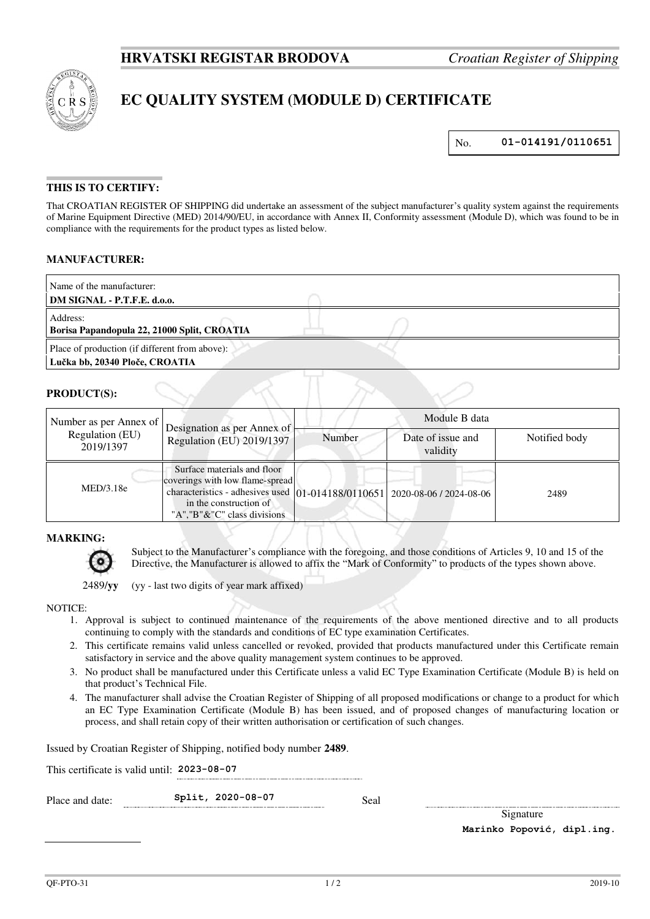**HRVATSKI REGISTAR BRODOVA** *Croatian Register of Shipping*

# EC QUALITY SYSTEM (MODULE D) CERTIFICATE

No. **01-014191/0110651**

### THIS IS TO CERTIFY:

That CROATIAN REGISTER OF SHIPPING did undertake an assessment of the subject manufacturer's quality system against the requirements of Marine Equipment Directive (MED) 2014/90/EU, in accordance with Annex II, Conformity assessment (Module D), which was found to be in compliance with the requirements for the product types as listed below.

### MANUFACTURER:

Name of the manufacturer:
**DM SIGNAL - P.T.F.E. d.o.o.**

Address:
**Borisa Papandopula 22, 21000 Split, CROATIA**

Place of production (if different from above):
**Lučka bb, 20340 Ploče, CROATIA**

### PRODUCT(S):

| Number as per Annex of Regulation (EU) 2019/1397 | Designation as per Annex of Regulation (EU) 2019/1397 | Module B data | | |
|---|---|---|---|---|
| | | Number | Date of issue and validity | Notified body |
| MED/3.18e | Surface materials and floor coverings with low flame-spread characteristics - adhesives used in the construction of "A","B"&"C" class divisions | 01-014188/0110651 | 2020-08-06 / 2024-08-06 | 2489 |

### MARKING:

Subject to the Manufacturer's compliance with the foregoing, and those conditions of Articles 9, 10 and 15 of the Directive, the Manufacturer is allowed to affix the "Mark of Conformity" to products of the types shown above.

2489/**yy** (yy - last two digits of year mark affixed)

NOTICE:

1. Approval is subject to continued maintenance of the requirements of the above mentioned directive and to all products continuing to comply with the standards and conditions of EC type examination Certificates.
2. This certificate remains valid unless cancelled or revoked, provided that products manufactured under this Certificate remain satisfactory in service and the above quality management system continues to be approved.
3. No product shall be manufactured under this Certificate unless a valid EC Type Examination Certificate (Module B) is held on that product's Technical File.
4. The manufacturer shall advise the Croatian Register of Shipping of all proposed modifications or change to a product for which an EC Type Examination Certificate (Module B) has been issued, and of proposed changes of manufacturing location or process, and shall retain copy of their written authorisation or certification of such changes.

Issued by Croatian Register of Shipping, notified body number **2489**.

This certificate is valid until: **2023-08-07**

Place and date: **Split, 2020-08-07** Seal

Signature
**Marinko Popović, dipl.ing.**

QF-PTO-31 2019-10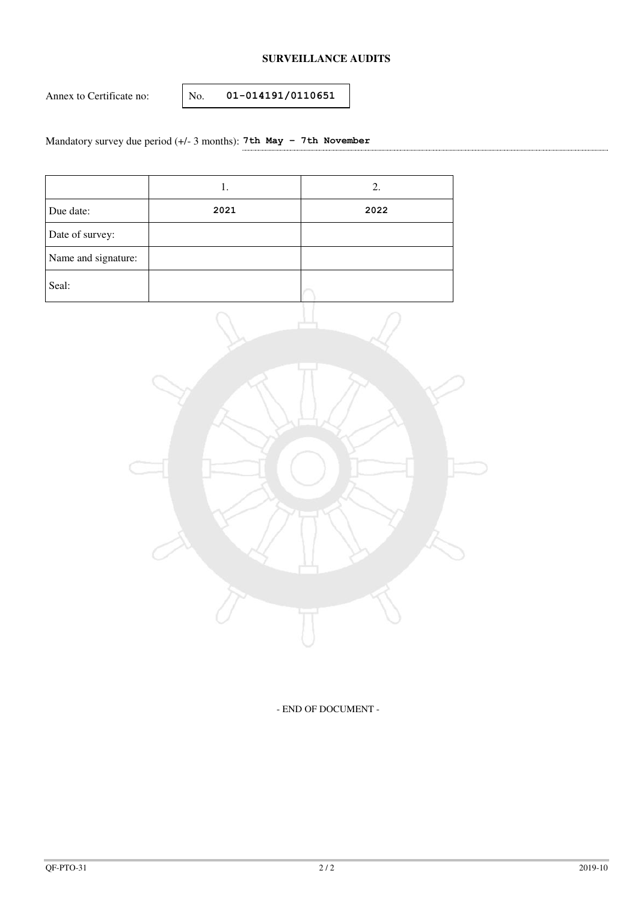## SURVEILLANCE AUDITS

Annex to Certificate no: No. **01-014191/0110651**

Mandatory survey due period (+/- 3 months): **7th May - 7th November**

| | 1. | 2. |
|---|---|---|
| Due date: | **2021** | **2022** |
| Date of survey: | | |
| Name and signature: | | |
| Seal: | | |

- END OF DOCUMENT -